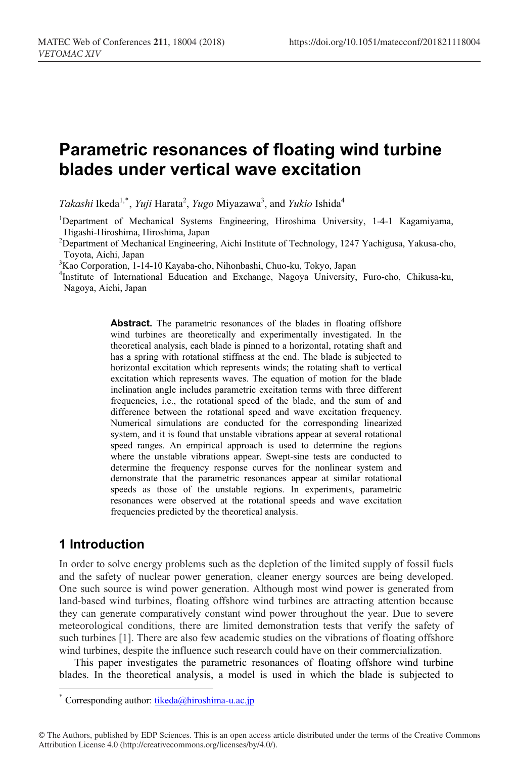# Parametric resonances of floating wind turbine blades under vertical wave excitation

*Takashi* Ikeda[1,*], *Yuji* Harata[2], *Yugo* Miyazawa[3], and *Yukio* Ishida[4]

[1]Department of Mechanical Systems Engineering, Hiroshima University, 1-4-1 Kagamiyama, Higashi-Hiroshima, Hiroshima, Japan

[2]Department of Mechanical Engineering, Aichi Institute of Technology, 1247 Yachigusa, Yakusa-cho, Toyota, Aichi, Japan

[3]Kao Corporation, 1-14-10 Kayaba-cho, Nihonbashi, Chuo-ku, Tokyo, Japan

[4]Institute of International Education and Exchange, Nagoya University, Furo-cho, Chikusa-ku, Nagoya, Aichi, Japan

**Abstract.** The parametric resonances of the blades in floating offshore wind turbines are theoretically and experimentally investigated. In the theoretical analysis, each blade is pinned to a horizontal, rotating shaft and has a spring with rotational stiffness at the end. The blade is subjected to horizontal excitation which represents winds; the rotating shaft to vertical excitation which represents waves. The equation of motion for the blade inclination angle includes parametric excitation terms with three different frequencies, i.e., the rotational speed of the blade, and the sum of and difference between the rotational speed and wave excitation frequency. Numerical simulations are conducted for the corresponding linearized system, and it is found that unstable vibrations appear at several rotational speed ranges. An empirical approach is used to determine the regions where the unstable vibrations appear. Swept-sine tests are conducted to determine the frequency response curves for the nonlinear system and demonstrate that the parametric resonances appear at similar rotational speeds as those of the unstable regions. In experiments, parametric resonances were observed at the rotational speeds and wave excitation frequencies predicted by the theoretical analysis.

## 1 Introduction

In order to solve energy problems such as the depletion of the limited supply of fossil fuels and the safety of nuclear power generation, cleaner energy sources are being developed. One such source is wind power generation. Although most wind power is generated from land-based wind turbines, floating offshore wind turbines are attracting attention because they can generate comparatively constant wind power throughout the year. Due to severe meteorological conditions, there are limited demonstration tests that verify the safety of such turbines [1]. There are also few academic studies on the vibrations of floating offshore wind turbines, despite the influence such research could have on their commercialization.

This paper investigates the parametric resonances of floating offshore wind turbine blades. In the theoretical analysis, a model is used in which the blade is subjected to

* Corresponding author: tikeda@hiroshima-u.ac.jp

© The Authors, published by EDP Sciences. This is an open access article distributed under the terms of the Creative Commons Attribution License 4.0 (http://creativecommons.org/licenses/by/4.0/).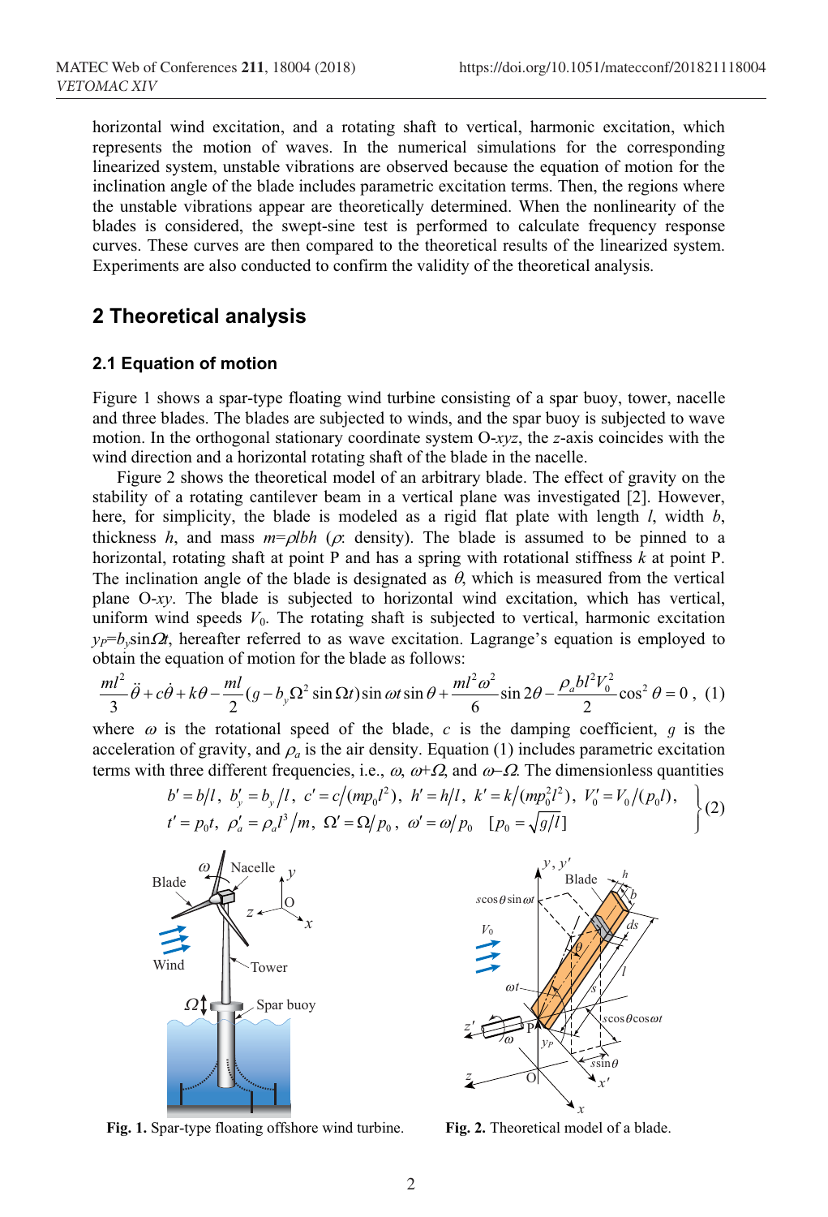horizontal wind excitation, and a rotating shaft to vertical, harmonic excitation, which represents the motion of waves. In the numerical simulations for the corresponding linearized system, unstable vibrations are observed because the equation of motion for the inclination angle of the blade includes parametric excitation terms. Then, the regions where the unstable vibrations appear are theoretically determined. When the nonlinearity of the blades is considered, the swept-sine test is performed to calculate frequency response curves. These curves are then compared to the theoretical results of the linearized system. Experiments are also conducted to confirm the validity of the theoretical analysis.

## 2 Theoretical analysis

### 2.1 Equation of motion

Figure 1 shows a spar-type floating wind turbine consisting of a spar buoy, tower, nacelle and three blades. The blades are subjected to winds, and the spar buoy is subjected to wave motion. In the orthogonal stationary coordinate system O-*xyz*, the *z*-axis coincides with the wind direction and a horizontal rotating shaft of the blade in the nacelle.

Figure 2 shows the theoretical model of an arbitrary blade. The effect of gravity on the stability of a rotating cantilever beam in a vertical plane was investigated [2]. However, here, for simplicity, the blade is modeled as a rigid flat plate with length $l$, width $b$, thickness $h$, and mass $m=\rho lbh$ ($\rho$: density). The blade is assumed to be pinned to a horizontal, rotating shaft at point P and has a spring with rotational stiffness $k$ at point P. The inclination angle of the blade is designated as $\theta$, which is measured from the vertical plane O-*xy*. The blade is subjected to horizontal wind excitation, which has vertical, uniform wind speeds $V_0$. The rotating shaft is subjected to vertical, harmonic excitation $y_P=b_y\sin\Omega t$, hereafter referred to as wave excitation. Lagrange's equation is employed to obtain the equation of motion for the blade as follows:

$$\frac{ml^2}{3}\ddot{\theta}+c\dot{\theta}+k\theta-\frac{ml}{2}(g-b_y\Omega^2\sin\Omega t)\sin\omega t\sin\theta+\frac{ml^2\omega^2}{6}\sin 2\theta-\frac{\rho_a bl^2V_0^2}{2}\cos^2\theta=0\,,\quad(1)$$

where $\omega$ is the rotational speed of the blade, $c$ is the damping coefficient, $g$ is the acceleration of gravity, and $\rho_a$ is the air density. Equation (1) includes parametric excitation terms with three different frequencies, i.e., $\omega$, $\omega+\Omega$, and $\omega-\Omega$. The dimensionless quantities

$$\left.\begin{array}{l} b'=b/l,\ b_y'=b_y/l,\ c'=c/(mp_0l^2),\ h'=h/l,\ k'=k/(mp_0^2l^2),\ V_0'=V_0/(p_0l), \\ t'=p_0t,\ \rho_a'=\rho_a l^3/m,\ \Omega'=\Omega/p_0,\ \omega'=\omega/p_0\quad [p_0=\sqrt{g/l}] \end{array}\right\}\quad(2)$$

**Fig. 1.** Spar-type floating offshore wind turbine.

**Fig. 2.** Theoretical model of a blade.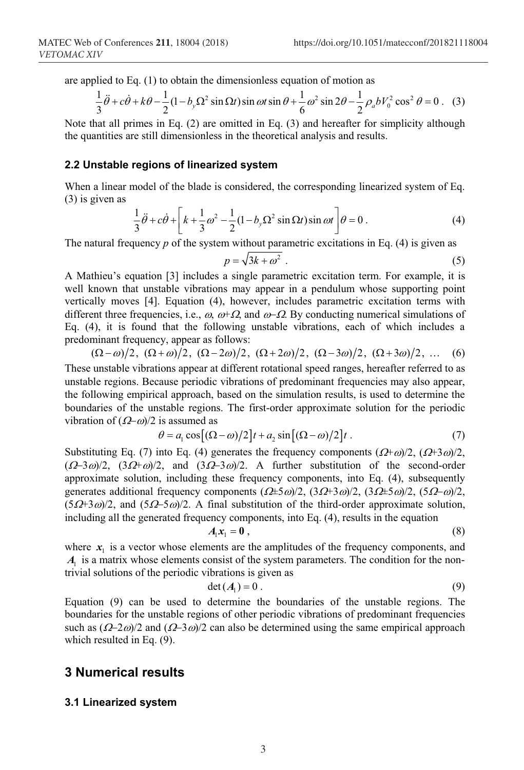are applied to Eq. (1) to obtain the dimensionless equation of motion as

$$\frac{1}{3}\ddot{\theta}+c\dot{\theta}+k\theta-\frac{1}{2}(1-b_y\Omega^2\sin\Omega t)\sin\omega t\sin\theta+\frac{1}{6}\omega^2\sin 2\theta-\frac{1}{2}\rho_a bV_0^2\cos^2\theta=0\,. \quad (3)$$

Note that all primes in Eq. (2) are omitted in Eq. (3) and hereafter for simplicity although the quantities are still dimensionless in the theoretical analysis and results.

### 2.2 Unstable regions of linearized system

When a linear model of the blade is considered, the corresponding linearized system of Eq. (3) is given as

$$\frac{1}{3}\ddot{\theta}+c\dot{\theta}+\left[k+\frac{1}{3}\omega^2-\frac{1}{2}(1-b_y\Omega^2\sin\Omega t)\sin\omega t\right]\theta=0\,. \quad (4)$$

The natural frequency $p$ of the system without parametric excitations in Eq. (4) is given as

$$p=\sqrt{3k+\omega^2}\,. \quad (5)$$

A Mathieu's equation [3] includes a single parametric excitation term. For example, it is well known that unstable vibrations may appear in a pendulum whose supporting point vertically moves [4]. Equation (4), however, includes parametric excitation terms with different three frequencies, i.e., $\omega$, $\omega+\Omega$, and $\omega-\Omega$. By conducting numerical simulations of Eq. (4), it is found that the following unstable vibrations, each of which includes a predominant frequency, appear as follows:

$$(\Omega-\omega)/2,\ (\Omega+\omega)/2,\ (\Omega-2\omega)/2,\ (\Omega+2\omega)/2,\ (\Omega-3\omega)/2,\ (\Omega+3\omega)/2,\ \ldots \quad (6)$$

These unstable vibrations appear at different rotational speed ranges, hereafter referred to as unstable regions. Because periodic vibrations of predominant frequencies may also appear, the following empirical approach, based on the simulation results, is used to determine the boundaries of the unstable regions. The first-order approximate solution for the periodic vibration of $(\Omega-\omega)/2$ is assumed as

$$\theta=a_1\cos\left[(\Omega-\omega)/2\right]t+a_2\sin\left[(\Omega-\omega)/2\right]t\,. \quad (7)$$

Substituting Eq. (7) into Eq. (4) generates the frequency components $(\Omega+\omega)/2$, $(\Omega+3\omega)/2$, $(\Omega-3\omega)/2$, $(3\Omega+\omega)/2$, and $(3\Omega-3\omega)/2$. A further substitution of the second-order approximate solution, including these frequency components, into Eq. (4), subsequently generates additional frequency components $(\Omega\pm5\omega)/2$, $(3\Omega+3\omega)/2$, $(3\Omega\pm5\omega)/2$, $(5\Omega-\omega)/2$, $(5\Omega+3\omega)/2$, and $(5\Omega-5\omega)/2$. A final substitution of the third-order approximate solution, including all the generated frequency components, into Eq. (4), results in the equation

$$\boldsymbol{A}_1\boldsymbol{x}_1=\boldsymbol{0}\,, \quad (8)$$

where $\boldsymbol{x}_1$ is a vector whose elements are the amplitudes of the frequency components, and $\boldsymbol{A}_1$ is a matrix whose elements consist of the system parameters. The condition for the non-trivial solutions of the periodic vibrations is given as

$$\det(\boldsymbol{A}_1)=0\,. \quad (9)$$

Equation (9) can be used to determine the boundaries of the unstable regions. The boundaries for the unstable regions of other periodic vibrations of predominant frequencies such as $(\Omega-2\omega)/2$ and $(\Omega-3\omega)/2$ can also be determined using the same empirical approach which resulted in Eq. (9).

## 3 Numerical results

### 3.1 Linearized system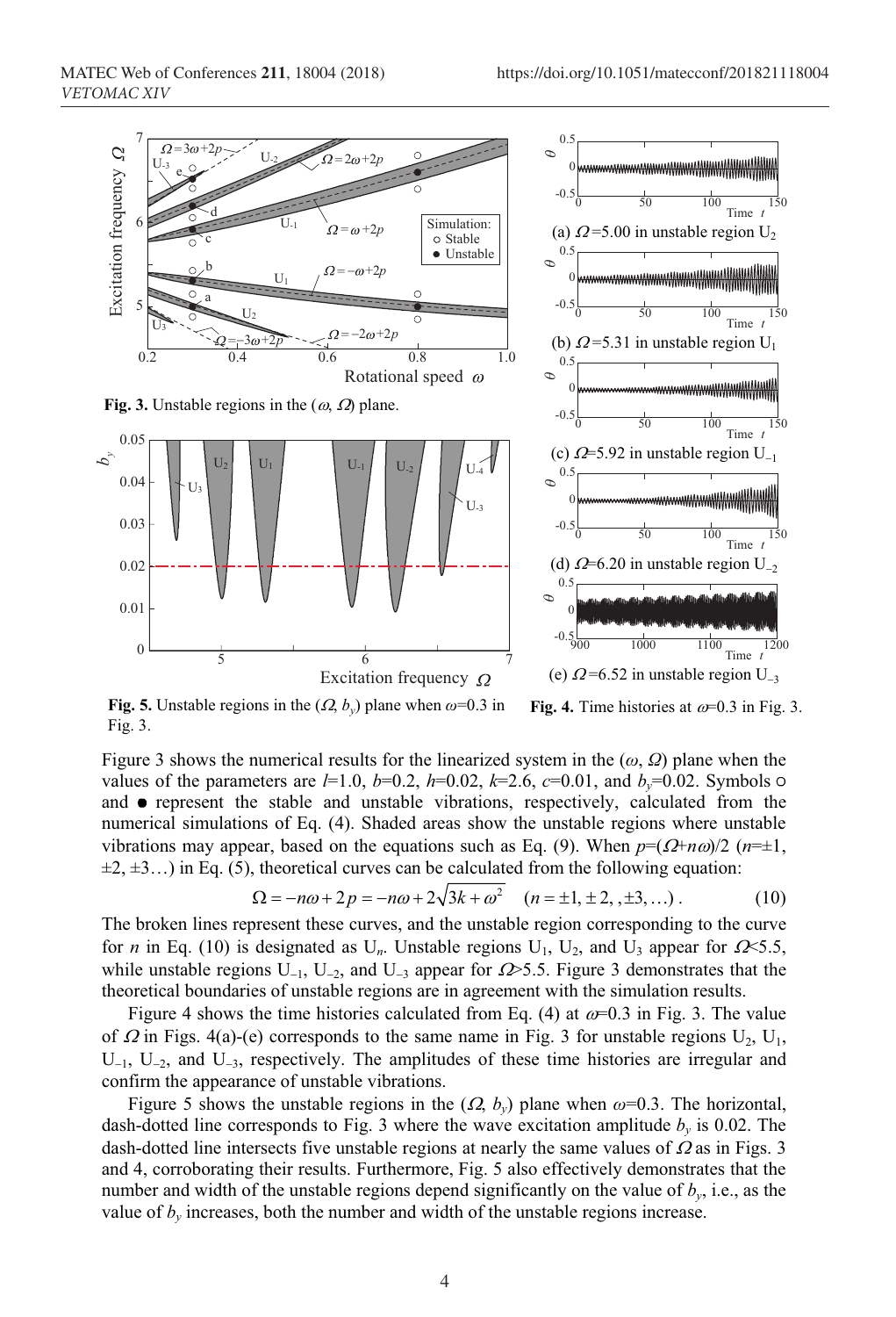**Fig. 3.** Unstable regions in the ($\omega$, $\Omega$) plane.

**Fig. 4.** Time histories at $\omega$=0.3 in Fig. 3.

(a) $\Omega$=5.00 in unstable region $U_2$

(b) $\Omega$=5.31 in unstable region $U_1$

(c) $\Omega$=5.92 in unstable region $U_{-1}$

(d) $\Omega$=6.20 in unstable region $U_{-2}$

(e) $\Omega$=6.52 in unstable region $U_{-3}$

**Fig. 5.** Unstable regions in the ($\Omega$, $b_y$) plane when $\omega$=0.3 in Fig. 3.

Figure 3 shows the numerical results for the linearized system in the ($\omega$, $\Omega$) plane when the values of the parameters are $l$=1.0, $b$=0.2, $h$=0.02, $k$=2.6, $c$=0.01, and $b_y$=0.02. Symbols ○ and ● represent the stable and unstable vibrations, respectively, calculated from the numerical simulations of Eq. (4). Shaded areas show the unstable regions where unstable vibrations may appear, based on the equations such as Eq. (9). When $p=(\Omega+n\omega)/2$ ($n$=±1, ±2, ±3…) in Eq. (5), theoretical curves can be calculated from the following equation:

$$\Omega = -n\omega + 2p = -n\omega + 2\sqrt{3k+\omega^2} \quad (n = \pm 1, \pm 2, ,\pm 3, \ldots) . \tag{10}$$

The broken lines represent these curves, and the unstable region corresponding to the curve for $n$ in Eq. (10) is designated as $U_n$. Unstable regions $U_1$, $U_2$, and $U_3$ appear for $\Omega$<5.5, while unstable regions $U_{-1}$, $U_{-2}$, and $U_{-3}$ appear for $\Omega$>5.5. Figure 3 demonstrates that the theoretical boundaries of unstable regions are in agreement with the simulation results.

Figure 4 shows the time histories calculated from Eq. (4) at $\omega$=0.3 in Fig. 3. The value of $\Omega$ in Figs. 4(a)-(e) corresponds to the same name in Fig. 3 for unstable regions $U_2$, $U_1$, $U_{-1}$, $U_{-2}$, and $U_{-3}$, respectively. The amplitudes of these time histories are irregular and confirm the appearance of unstable vibrations.

Figure 5 shows the unstable regions in the ($\Omega$, $b_y$) plane when $\omega$=0.3. The horizontal, dash-dotted line corresponds to Fig. 3 where the wave excitation amplitude $b_y$ is 0.02. The dash-dotted line intersects five unstable regions at nearly the same values of $\Omega$ as in Figs. 3 and 4, corroborating their results. Furthermore, Fig. 5 also effectively demonstrates that the number and width of the unstable regions depend significantly on the value of $b_y$, i.e., as the value of $b_y$ increases, both the number and width of the unstable regions increase.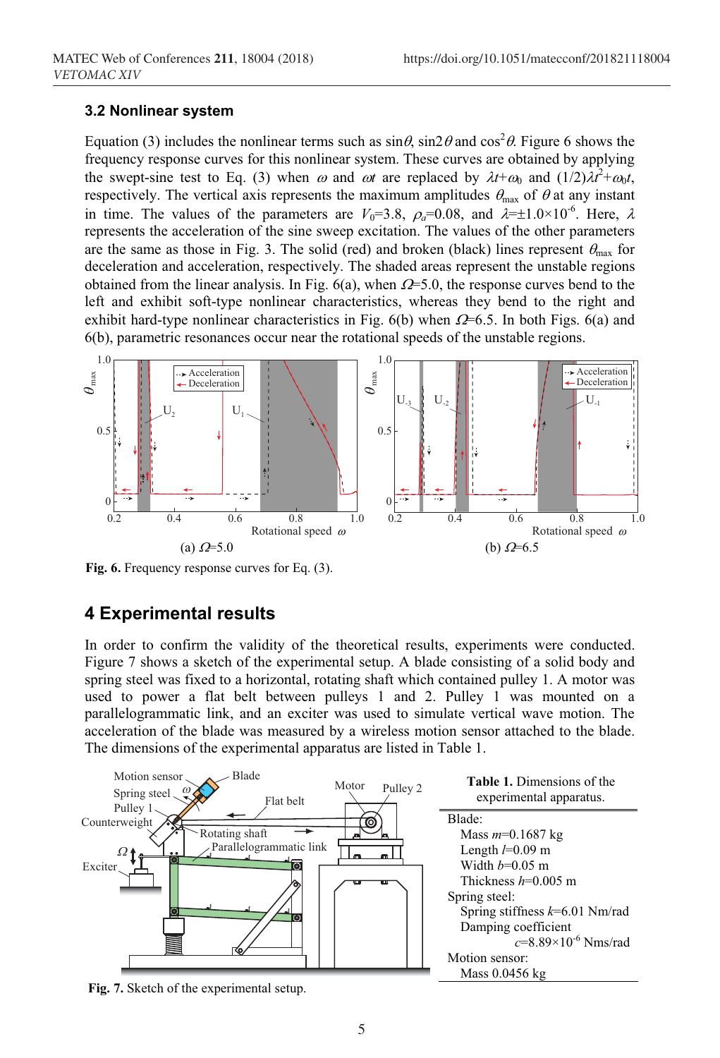### 3.2 Nonlinear system

Equation (3) includes the nonlinear terms such as $\sin\theta$, $\sin 2\theta$ and $\cos^2\theta$. Figure 6 shows the frequency response curves for this nonlinear system. These curves are obtained by applying the swept-sine test to Eq. (3) when $\omega$ and $\omega t$ are replaced by $\lambda t+\omega_0$ and $(1/2)\lambda t^2+\omega_0 t$, respectively. The vertical axis represents the maximum amplitudes $\theta_{max}$ of $\theta$ at any instant in time. The values of the parameters are $V_0$=3.8, $\rho_a$=0.08, and $\lambda$=±1.0×10$^{-6}$. Here, $\lambda$ represents the acceleration of the sine sweep excitation. The values of the other parameters are the same as those in Fig. 3. The solid (red) and broken (black) lines represent $\theta_{max}$ for deceleration and acceleration, respectively. The shaded areas represent the unstable regions obtained from the linear analysis. In Fig. 6(a), when $\Omega$=5.0, the response curves bend to the left and exhibit soft-type nonlinear characteristics, whereas they bend to the right and exhibit hard-type nonlinear characteristics in Fig. 6(b) when $\Omega$=6.5. In both Figs. 6(a) and 6(b), parametric resonances occur near the rotational speeds of the unstable regions.

(a) $\Omega$=5.0 (b) $\Omega$=6.5

**Fig. 6.** Frequency response curves for Eq. (3).

## 4 Experimental results

In order to confirm the validity of the theoretical results, experiments were conducted. Figure 7 shows a sketch of the experimental setup. A blade consisting of a solid body and spring steel was fixed to a horizontal, rotating shaft which contained pulley 1. A motor was used to power a flat belt between pulleys 1 and 2. Pulley 1 was mounted on a parallelogrammatic link, and an exciter was used to simulate vertical wave motion. The acceleration of the blade was measured by a wireless motion sensor attached to the blade. The dimensions of the experimental apparatus are listed in Table 1.

**Fig. 7.** Sketch of the experimental setup.

**Table 1.** Dimensions of the experimental apparatus.

| |
|---|
| Blade: |
| Mass $m$=0.1687 kg |
| Length $l$=0.09 m |
| Width $b$=0.05 m |
| Thickness $h$=0.005 m |
| Spring steel: |
| Spring stiffness $k$=6.01 Nm/rad |
| Damping coefficient $c$=8.89×10$^{-6}$ Nms/rad |
| Motion sensor: |
| Mass 0.0456 kg |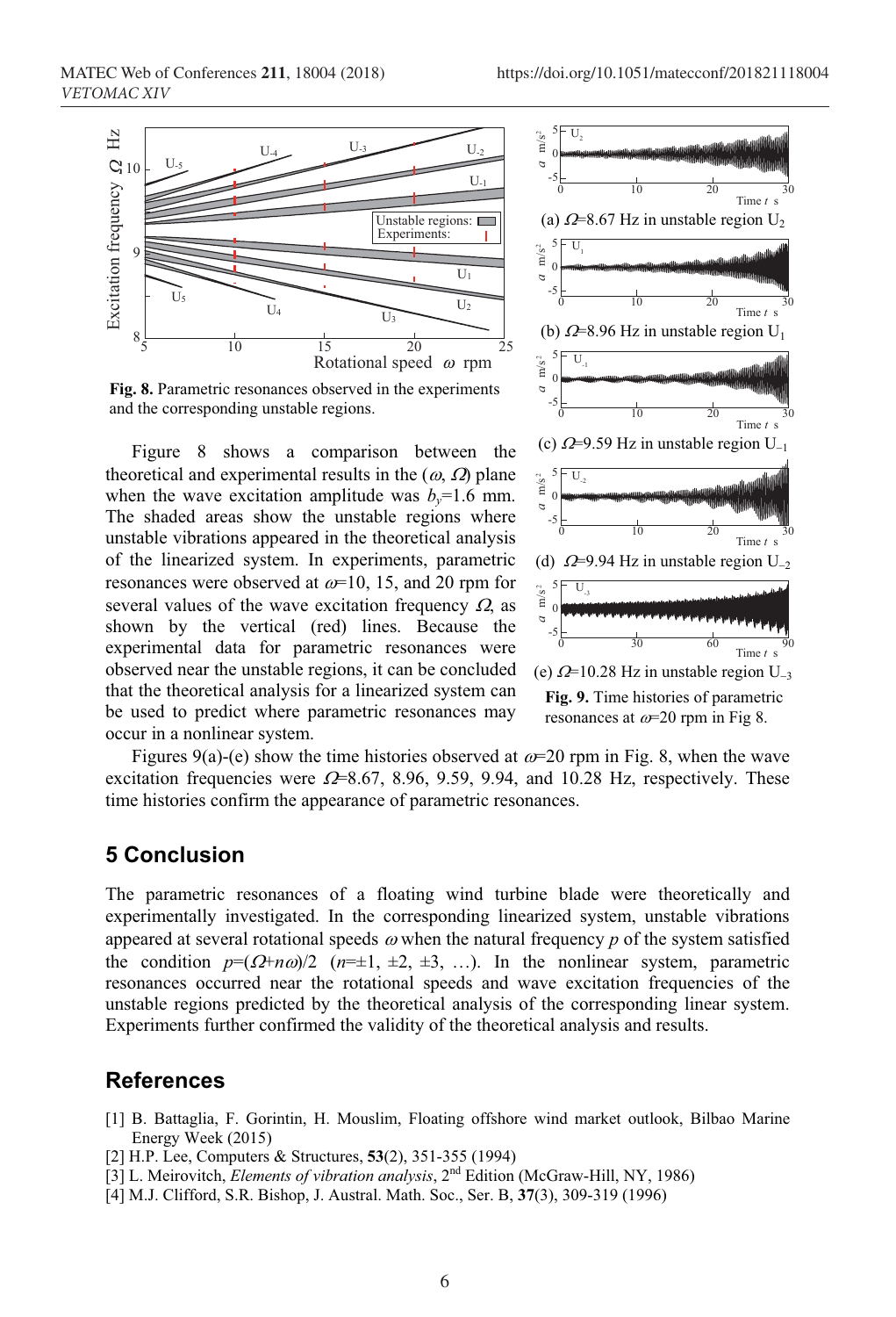Excitation frequency $\Omega$ Hz

10

9

8

5 10 15 20 25

Rotational speed $\omega$ rpm

U-5 U-4 U-3 U-2 U-1 U1 U2 U3 U4 U5

Unstable regions:

Experiments:

**Fig. 8.** Parametric resonances observed in the experiments and the corresponding unstable regions.

Figure 8 shows a comparison between the theoretical and experimental results in the ($\omega$, $\Omega$) plane when the wave excitation amplitude was $b_y$=1.6 mm. The shaded areas show the unstable regions where unstable vibrations appeared in the theoretical analysis of the linearized system. In experiments, parametric resonances were observed at $\omega$=10, 15, and 20 rpm for several values of the wave excitation frequency $\Omega$, as shown by the vertical (red) lines. Because the experimental data for parametric resonances were observed near the unstable regions, it can be concluded that the theoretical analysis for a linearized system can be used to predict where parametric resonances may occur in a nonlinear system.

$a$ m/s$^2$

Time $t$ s

(a) $\Omega$=8.67 Hz in unstable region $U_2$

(b) $\Omega$=8.96 Hz in unstable region $U_1$

(c) $\Omega$=9.59 Hz in unstable region $U_{-1}$

(d) $\Omega$=9.94 Hz in unstable region $U_{-2}$

(e) $\Omega$=10.28 Hz in unstable region $U_{-3}$

**Fig. 9.** Time histories of parametric resonances at $\omega$=20 rpm in Fig 8.

Figures 9(a)-(e) show the time histories observed at $\omega$=20 rpm in Fig. 8, when the wave excitation frequencies were $\Omega$=8.67, 8.96, 9.59, 9.94, and 10.28 Hz, respectively. These time histories confirm the appearance of parametric resonances.

## 5 Conclusion

The parametric resonances of a floating wind turbine blade were theoretically and experimentally investigated. In the corresponding linearized system, unstable vibrations appeared at several rotational speeds $\omega$ when the natural frequency $p$ of the system satisfied the condition $p=(\Omega+n\omega)/2$ ($n=\pm1, \pm2, \pm3, \ldots$). In the nonlinear system, parametric resonances occurred near the rotational speeds and wave excitation frequencies of the unstable regions predicted by the theoretical analysis of the corresponding linear system. Experiments further confirmed the validity of the theoretical analysis and results.

## References

[1] B. Battaglia, F. Gorintin, H. Mouslim, Floating offshore wind market outlook, Bilbao Marine Energy Week (2015)

[2] H.P. Lee, Computers & Structures, **53**(2), 351-355 (1994)

[3] L. Meirovitch, *Elements of vibration analysis*, 2nd Edition (McGraw-Hill, NY, 1986)

[4] M.J. Clifford, S.R. Bishop, J. Austral. Math. Soc., Ser. B, **37**(3), 309-319 (1996)